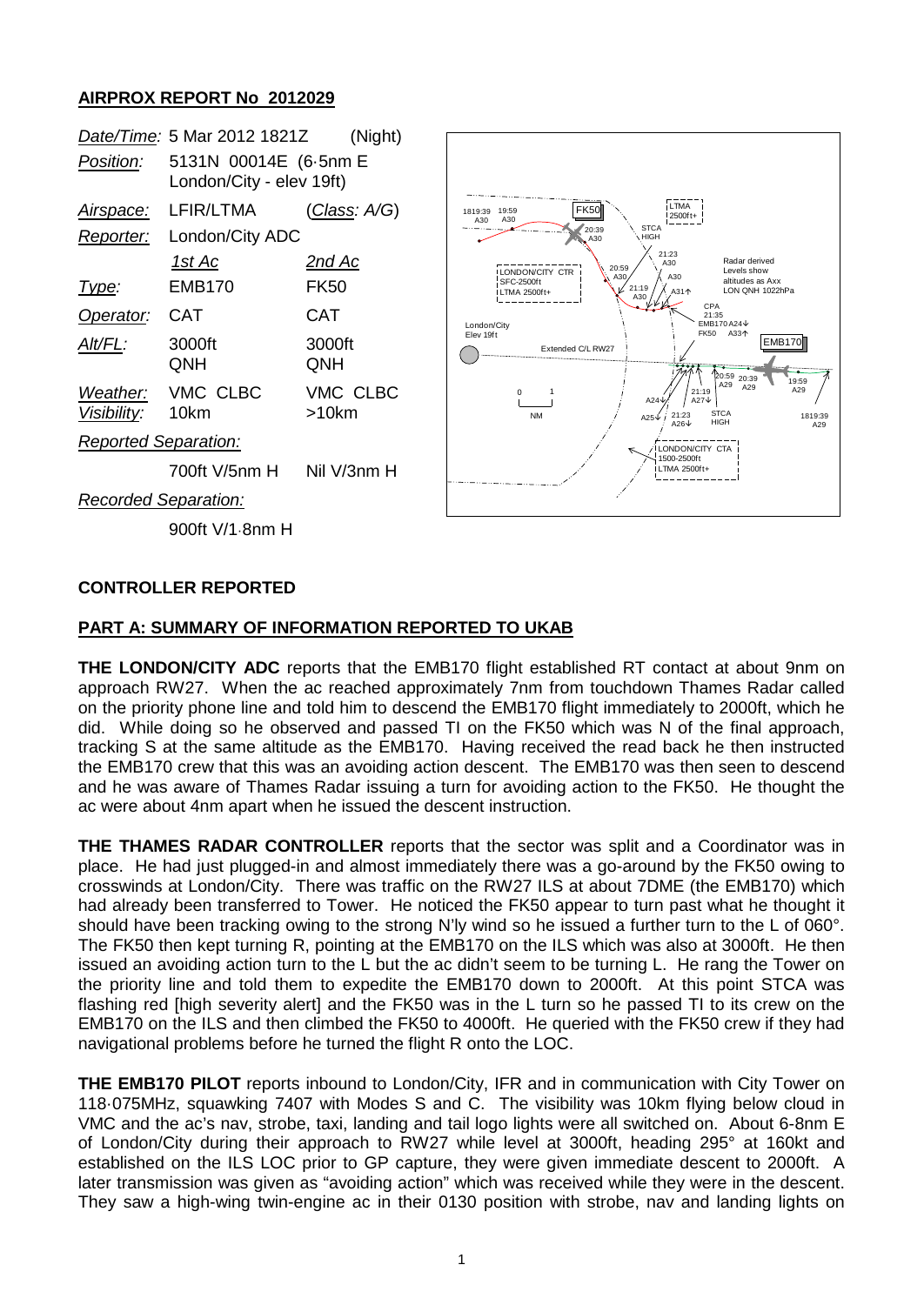# AIRPROX REPORT No 2012029

| | | | |
|---|---|---|---|
| *Date/Time:* | 5 Mar 2012 1821Z | | (Night) |
| *Position:* | 5131N 00014E (6·5nm E London/City - elev 19ft) | | |
| *Airspace:* | LFIR/LTMA | | (*Class:* A/G) |
| *Reporter:* | London/City ADC | | |
| | *1st Ac* | *2nd Ac* | |
| *Type:* | EMB170 | FK50 | |
| *Operator:* | CAT | CAT | |
| *Alt/FL:* | 3000ft QNH | 3000ft QNH | |
| *Weather:* | VMC CLBC | VMC CLBC | |
| *Visibility:* | 10km | >10km | |
| *Reported Separation:* | | | |
| | 700ft V/5nm H | Nil V/3nm H | |
| *Recorded Separation:* | | | |
| | 900ft V/1·8nm H | | |

## CONTROLLER REPORTED

### PART A: SUMMARY OF INFORMATION REPORTED TO UKAB

**THE LONDON/CITY ADC** reports that the EMB170 flight established RT contact at about 9nm on approach RW27. When the ac reached approximately 7nm from touchdown Thames Radar called on the priority phone line and told him to descend the EMB170 flight immediately to 2000ft, which he did. While doing so he observed and passed TI on the FK50 which was N of the final approach, tracking S at the same altitude as the EMB170. Having received the read back he then instructed the EMB170 crew that this was an avoiding action descent. The EMB170 was then seen to descend and he was aware of Thames Radar issuing a turn for avoiding action to the FK50. He thought the ac were about 4nm apart when he issued the descent instruction.

**THE THAMES RADAR CONTROLLER** reports that the sector was split and a Coordinator was in place. He had just plugged-in and almost immediately there was a go-around by the FK50 owing to crosswinds at London/City. There was traffic on the RW27 ILS at about 7DME (the EMB170) which had already been transferred to Tower. He noticed the FK50 appear to turn past what he thought it should have been tracking owing to the strong N'ly wind so he issued a further turn to the L of 060°. The FK50 then kept turning R, pointing at the EMB170 on the ILS which was also at 3000ft. He then issued an avoiding action turn to the L but the ac didn't seem to be turning L. He rang the Tower on the priority line and told them to expedite the EMB170 down to 2000ft. At this point STCA was flashing red [high severity alert] and the FK50 was in the L turn so he passed TI to its crew on the EMB170 on the ILS and then climbed the FK50 to 4000ft. He queried with the FK50 crew if they had navigational problems before he turned the flight R onto the LOC.

**THE EMB170 PILOT** reports inbound to London/City, IFR and in communication with City Tower on 118·075MHz, squawking 7407 with Modes S and C. The visibility was 10km flying below cloud in VMC and the ac's nav, strobe, taxi, landing and tail logo lights were all switched on. About 6-8nm E of London/City during their approach to RW27 while level at 3000ft, heading 295° at 160kt and established on the ILS LOC prior to GP capture, they were given immediate descent to 2000ft. A later transmission was given as "avoiding action" which was received while they were in the descent. They saw a high-wing twin-engine ac in their 0130 position with strobe, nav and landing lights on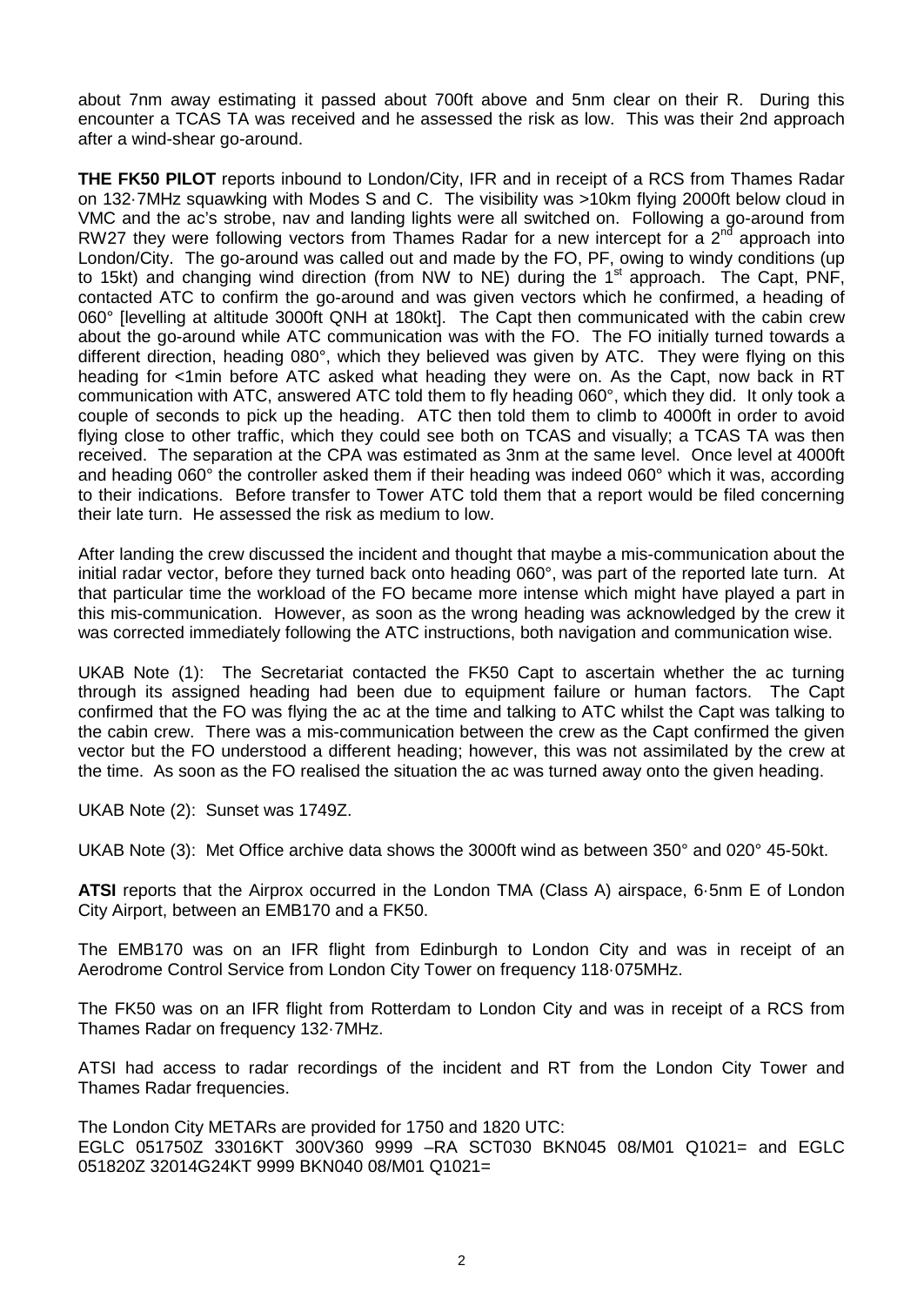about 7nm away estimating it passed about 700ft above and 5nm clear on their R. During this encounter a TCAS TA was received and he assessed the risk as low. This was their 2nd approach after a wind-shear go-around.

**THE FK50 PILOT** reports inbound to London/City, IFR and in receipt of a RCS from Thames Radar on 132·7MHz squawking with Modes S and C. The visibility was >10km flying 2000ft below cloud in VMC and the ac's strobe, nav and landing lights were all switched on. Following a go-around from RW27 they were following vectors from Thames Radar for a new intercept for a 2nd approach into London/City. The go-around was called out and made by the FO, PF, owing to windy conditions (up to 15kt) and changing wind direction (from NW to NE) during the 1st approach. The Capt, PNF, contacted ATC to confirm the go-around and was given vectors which he confirmed, a heading of 060° [levelling at altitude 3000ft QNH at 180kt]. The Capt then communicated with the cabin crew about the go-around while ATC communication was with the FO. The FO initially turned towards a different direction, heading 080°, which they believed was given by ATC. They were flying on this heading for <1min before ATC asked what heading they were on. As the Capt, now back in RT communication with ATC, answered ATC told them to fly heading 060°, which they did. It only took a couple of seconds to pick up the heading. ATC then told them to climb to 4000ft in order to avoid flying close to other traffic, which they could see both on TCAS and visually; a TCAS TA was then received. The separation at the CPA was estimated as 3nm at the same level. Once level at 4000ft and heading 060° the controller asked them if their heading was indeed 060° which it was, according to their indications. Before transfer to Tower ATC told them that a report would be filed concerning their late turn. He assessed the risk as medium to low.

After landing the crew discussed the incident and thought that maybe a mis-communication about the initial radar vector, before they turned back onto heading 060°, was part of the reported late turn. At that particular time the workload of the FO became more intense which might have played a part in this mis-communication. However, as soon as the wrong heading was acknowledged by the crew it was corrected immediately following the ATC instructions, both navigation and communication wise.

UKAB Note (1): The Secretariat contacted the FK50 Capt to ascertain whether the ac turning through its assigned heading had been due to equipment failure or human factors. The Capt confirmed that the FO was flying the ac at the time and talking to ATC whilst the Capt was talking to the cabin crew. There was a mis-communication between the crew as the Capt confirmed the given vector but the FO understood a different heading; however, this was not assimilated by the crew at the time. As soon as the FO realised the situation the ac was turned away onto the given heading.

UKAB Note (2): Sunset was 1749Z.

UKAB Note (3): Met Office archive data shows the 3000ft wind as between 350° and 020° 45-50kt.

**ATSI** reports that the Airprox occurred in the London TMA (Class A) airspace, 6·5nm E of London City Airport, between an EMB170 and a FK50.

The EMB170 was on an IFR flight from Edinburgh to London City and was in receipt of an Aerodrome Control Service from London City Tower on frequency 118·075MHz.

The FK50 was on an IFR flight from Rotterdam to London City and was in receipt of a RCS from Thames Radar on frequency 132·7MHz.

ATSI had access to radar recordings of the incident and RT from the London City Tower and Thames Radar frequencies.

The London City METARs are provided for 1750 and 1820 UTC:
EGLC 051750Z 33016KT 300V360 9999 –RA SCT030 BKN045 08/M01 Q1021= and EGLC 051820Z 32014G24KT 9999 BKN040 08/M01 Q1021=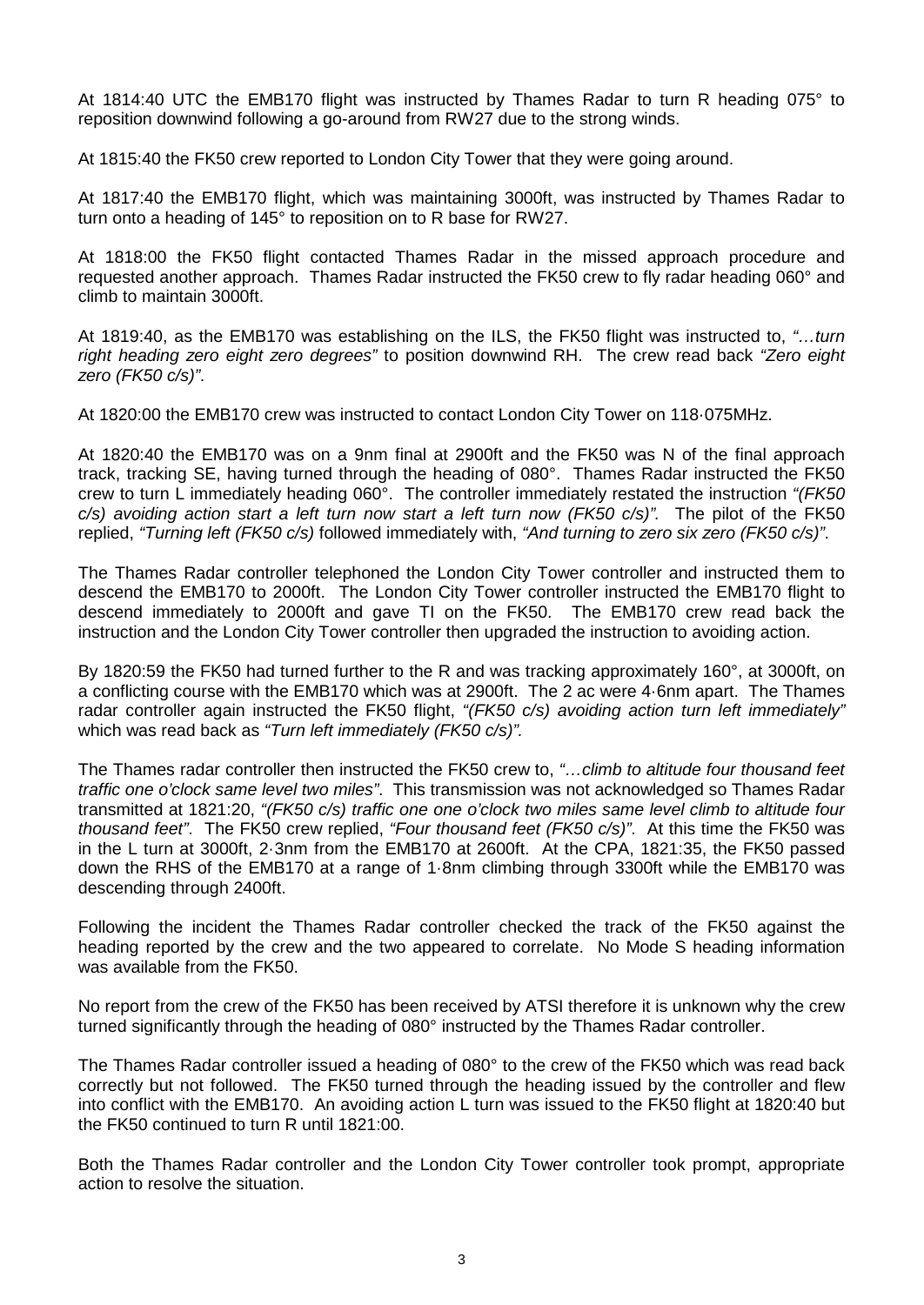At 1814:40 UTC the EMB170 flight was instructed by Thames Radar to turn R heading 075° to reposition downwind following a go-around from RW27 due to the strong winds.

At 1815:40 the FK50 crew reported to London City Tower that they were going around.

At 1817:40 the EMB170 flight, which was maintaining 3000ft, was instructed by Thames Radar to turn onto a heading of 145° to reposition on to R base for RW27.

At 1818:00 the FK50 flight contacted Thames Radar in the missed approach procedure and requested another approach. Thames Radar instructed the FK50 crew to fly radar heading 060° and climb to maintain 3000ft.

At 1819:40, as the EMB170 was establishing on the ILS, the FK50 flight was instructed to, *"…turn right heading zero eight zero degrees"* to position downwind RH. The crew read back *"Zero eight zero (FK50 c/s)"*.

At 1820:00 the EMB170 crew was instructed to contact London City Tower on 118·075MHz.

At 1820:40 the EMB170 was on a 9nm final at 2900ft and the FK50 was N of the final approach track, tracking SE, having turned through the heading of 080°. Thames Radar instructed the FK50 crew to turn L immediately heading 060°. The controller immediately restated the instruction *"(FK50 c/s) avoiding action start a left turn now start a left turn now (FK50 c/s)"*. The pilot of the FK50 replied, *"Turning left (FK50 c/s)* followed immediately with, *"And turning to zero six zero (FK50 c/s)"*.

The Thames Radar controller telephoned the London City Tower controller and instructed them to descend the EMB170 to 2000ft. The London City Tower controller instructed the EMB170 flight to descend immediately to 2000ft and gave TI on the FK50. The EMB170 crew read back the instruction and the London City Tower controller then upgraded the instruction to avoiding action.

By 1820:59 the FK50 had turned further to the R and was tracking approximately 160°, at 3000ft, on a conflicting course with the EMB170 which was at 2900ft. The 2 ac were 4·6nm apart. The Thames radar controller again instructed the FK50 flight, *"(FK50 c/s) avoiding action turn left immediately"* which was read back as *"Turn left immediately (FK50 c/s)"*.

The Thames radar controller then instructed the FK50 crew to, *"…climb to altitude four thousand feet traffic one o'clock same level two miles"*. This transmission was not acknowledged so Thames Radar transmitted at 1821:20, *"(FK50 c/s) traffic one one o'clock two miles same level climb to altitude four thousand feet"*. The FK50 crew replied, *"Four thousand feet (FK50 c/s)"*. At this time the FK50 was in the L turn at 3000ft, 2·3nm from the EMB170 at 2600ft. At the CPA, 1821:35, the FK50 passed down the RHS of the EMB170 at a range of 1·8nm climbing through 3300ft while the EMB170 was descending through 2400ft.

Following the incident the Thames Radar controller checked the track of the FK50 against the heading reported by the crew and the two appeared to correlate. No Mode S heading information was available from the FK50.

No report from the crew of the FK50 has been received by ATSI therefore it is unknown why the crew turned significantly through the heading of 080° instructed by the Thames Radar controller.

The Thames Radar controller issued a heading of 080° to the crew of the FK50 which was read back correctly but not followed. The FK50 turned through the heading issued by the controller and flew into conflict with the EMB170. An avoiding action L turn was issued to the FK50 flight at 1820:40 but the FK50 continued to turn R until 1821:00.

Both the Thames Radar controller and the London City Tower controller took prompt, appropriate action to resolve the situation.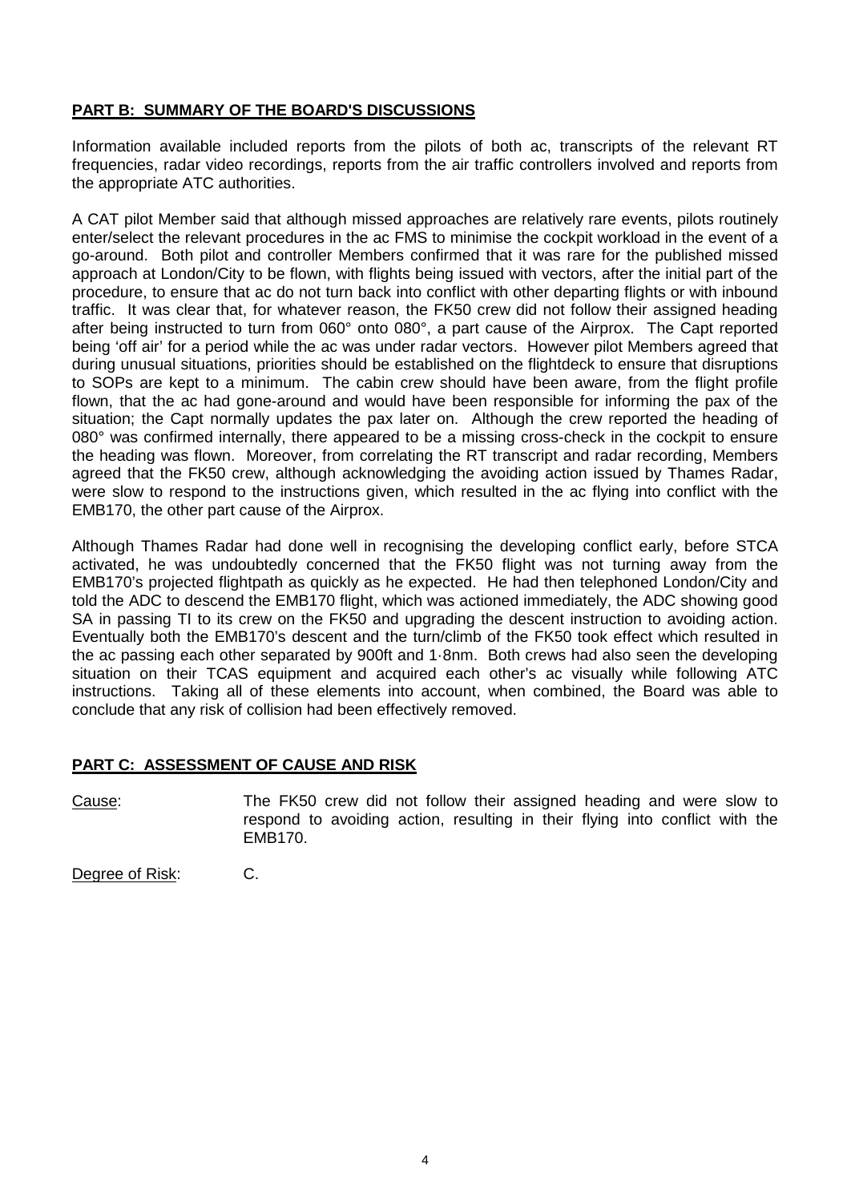**PART B: SUMMARY OF THE BOARD'S DISCUSSIONS**

Information available included reports from the pilots of both ac, transcripts of the relevant RT frequencies, radar video recordings, reports from the air traffic controllers involved and reports from the appropriate ATC authorities.

A CAT pilot Member said that although missed approaches are relatively rare events, pilots routinely enter/select the relevant procedures in the ac FMS to minimise the cockpit workload in the event of a go-around. Both pilot and controller Members confirmed that it was rare for the published missed approach at London/City to be flown, with flights being issued with vectors, after the initial part of the procedure, to ensure that ac do not turn back into conflict with other departing flights or with inbound traffic. It was clear that, for whatever reason, the FK50 crew did not follow their assigned heading after being instructed to turn from 060° onto 080°, a part cause of the Airprox. The Capt reported being 'off air' for a period while the ac was under radar vectors. However pilot Members agreed that during unusual situations, priorities should be established on the flightdeck to ensure that disruptions to SOPs are kept to a minimum. The cabin crew should have been aware, from the flight profile flown, that the ac had gone-around and would have been responsible for informing the pax of the situation; the Capt normally updates the pax later on. Although the crew reported the heading of 080° was confirmed internally, there appeared to be a missing cross-check in the cockpit to ensure the heading was flown. Moreover, from correlating the RT transcript and radar recording, Members agreed that the FK50 crew, although acknowledging the avoiding action issued by Thames Radar, were slow to respond to the instructions given, which resulted in the ac flying into conflict with the EMB170, the other part cause of the Airprox.

Although Thames Radar had done well in recognising the developing conflict early, before STCA activated, he was undoubtedly concerned that the FK50 flight was not turning away from the EMB170's projected flightpath as quickly as he expected. He had then telephoned London/City and told the ADC to descend the EMB170 flight, which was actioned immediately, the ADC showing good SA in passing TI to its crew on the FK50 and upgrading the descent instruction to avoiding action. Eventually both the EMB170's descent and the turn/climb of the FK50 took effect which resulted in the ac passing each other separated by 900ft and 1·8nm. Both crews had also seen the developing situation on their TCAS equipment and acquired each other's ac visually while following ATC instructions. Taking all of these elements into account, when combined, the Board was able to conclude that any risk of collision had been effectively removed.

**PART C: ASSESSMENT OF CAUSE AND RISK**

Cause: The FK50 crew did not follow their assigned heading and were slow to respond to avoiding action, resulting in their flying into conflict with the EMB170.

Degree of Risk: C.